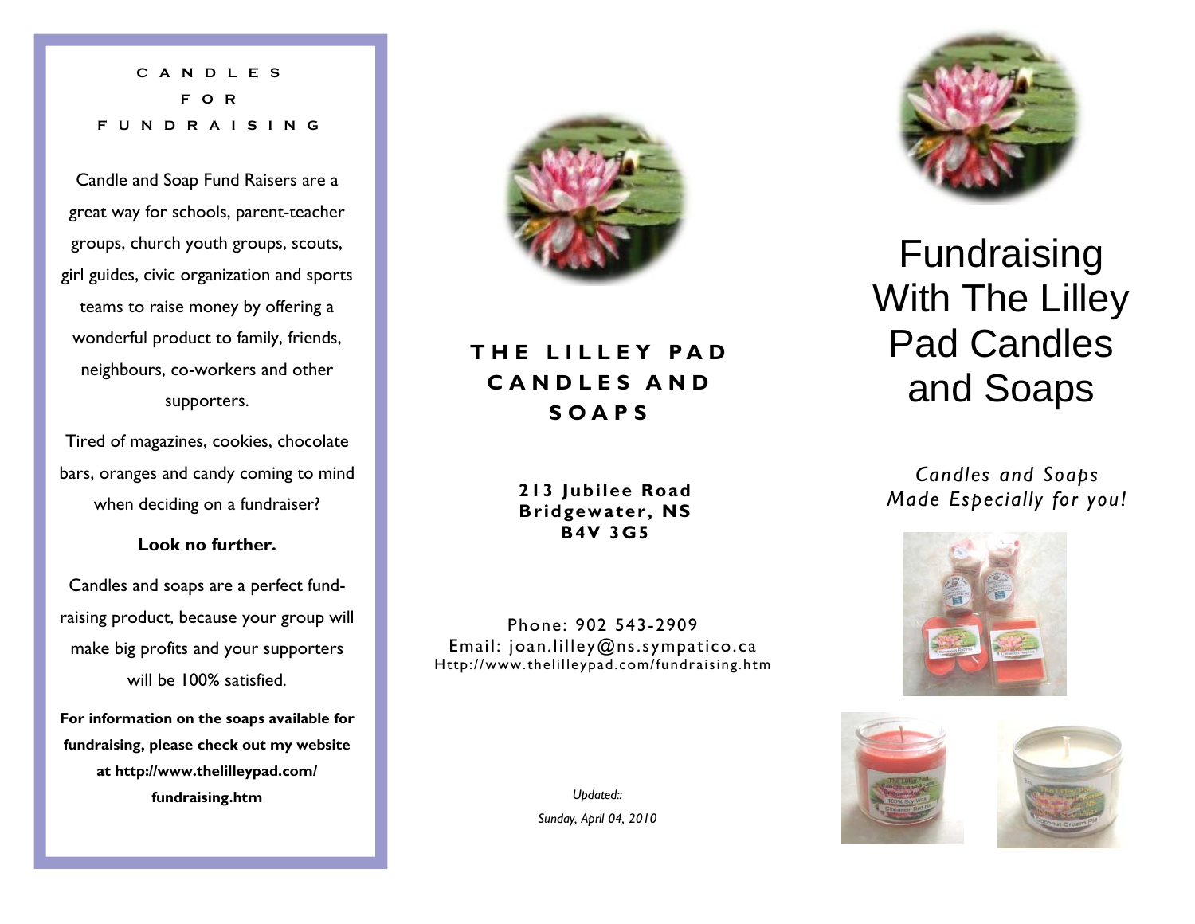## CANDLES FOR FUNDRAISING

Candle and Soap Fund Raisers are a great way for schools, parent-teacher groups, church youth groups, scouts, girl guides, civic organization and sports teams to raise money by offering a wonderful product to family, friends, neighbours, co-workers and other supporters.

Tired of magazines, cookies, chocolate bars, oranges and candy coming to mind when deciding on a fundraiser?

**Look no further.**

Candles and soaps are a perfect fund-raising product, because your group will make big profits and your supporters will be 100% satisfied.

**For information on the soaps available for fundraising, please check out my website at http://www.thelilleypad.com/fundraising.htm**

## THE LILLEY PAD CANDLES AND SOAPS

**213 Jubilee Road**
**Bridgewater, NS**
**B4V 3G5**

Phone: 902 543-2909
Email: joan.lilley@ns.sympatico.ca
Http://www.thelilleypad.com/fundraising.htm

*Updated::*
*Sunday, April 04, 2010*

# Fundraising With The Lilley Pad Candles and Soaps

*Candles and Soaps Made Especially for you!*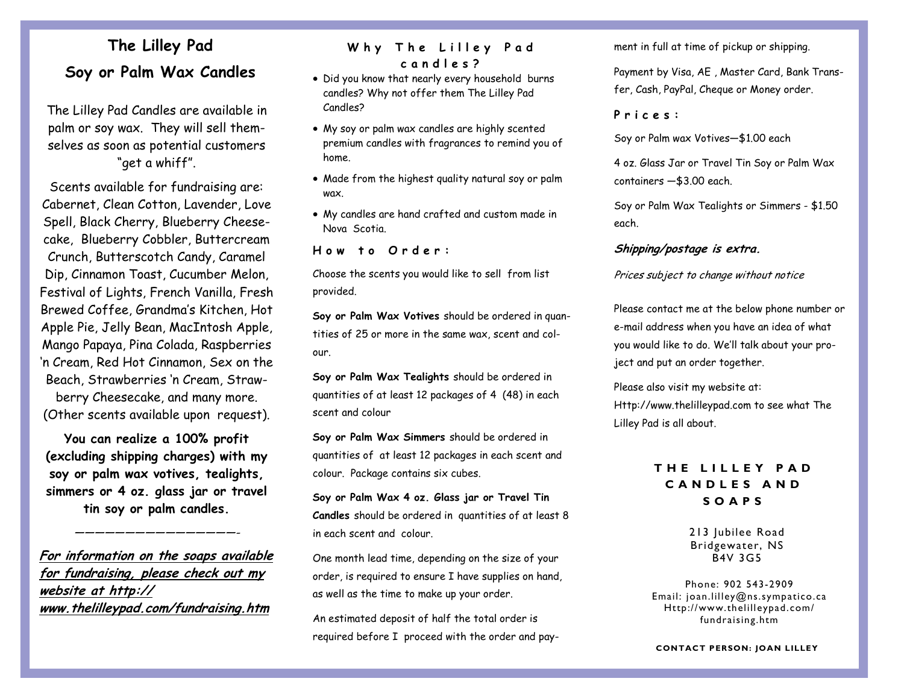# The Lilley Pad

## Soy or Palm Wax Candles

The Lilley Pad Candles are available in palm or soy wax. They will sell themselves as soon as potential customers "get a whiff".

Scents available for fundraising are: Cabernet, Clean Cotton, Lavender, Love Spell, Black Cherry, Blueberry Cheesecake, Blueberry Cobbler, Buttercream Crunch, Butterscotch Candy, Caramel Dip, Cinnamon Toast, Cucumber Melon, Festival of Lights, French Vanilla, Fresh Brewed Coffee, Grandma's Kitchen, Hot Apple Pie, Jelly Bean, MacIntosh Apple, Mango Papaya, Pina Colada, Raspberries 'n Cream, Red Hot Cinnamon, Sex on the Beach, Strawberries 'n Cream, Strawberry Cheesecake, and many more. (Other scents available upon request).

**You can realize a 100% profit (excluding shipping charges) with my soy or palm wax votives, tealights, simmers or 4 oz. glass jar or travel tin soy or palm candles.**

——————————————-

***For information on the soaps available for fundraising, please check out my website at http://www.thelilleypad.com/fundraising.htm***

### Why The Lilley Pad candles?

- Did you know that nearly every household burns candles? Why not offer them The Lilley Pad Candles?
- My soy or palm wax candles are highly scented premium candles with fragrances to remind you of home.
- Made from the highest quality natural soy or palm wax.
- My candles are hand crafted and custom made in Nova Scotia.

### How to Order:

Choose the scents you would like to sell from list provided.

**Soy or Palm Wax Votives** should be ordered in quantities of 25 or more in the same wax, scent and colour.

**Soy or Palm Wax Tealights** should be ordered in quantities of at least 12 packages of 4 (48) in each scent and colour

**Soy or Palm Wax Simmers** should be ordered in quantities of at least 12 packages in each scent and colour. Package contains six cubes.

**Soy or Palm Wax 4 oz. Glass jar or Travel Tin Candles** should be ordered in quantities of at least 8 in each scent and colour.

One month lead time, depending on the size of your order, is required to ensure I have supplies on hand, as well as the time to make up your order.

An estimated deposit of half the total order is required before I proceed with the order and payment in full at time of pickup or shipping.

Payment by Visa, AE , Master Card, Bank Transfer, Cash, PayPal, Cheque or Money order.

### Prices:

Soy or Palm wax Votives—$1.00 each

4 oz. Glass Jar or Travel Tin Soy or Palm Wax containers —$3.00 each.

Soy or Palm Wax Tealights or Simmers - $1.50 each.

***Shipping/postage is extra.***

*Prices subject to change without notice*

Please contact me at the below phone number or e-mail address when you have an idea of what you would like to do. We'll talk about your project and put an order together.

Please also visit my website at: Http://www.thelilleypad.com to see what The Lilley Pad is all about.

**THE LILLEY PAD CANDLES AND SOAPS**

213 Jubilee Road
Bridgewater, NS
B4V 3G5

Phone: 902 543-2909
Email: joan.lilley@ns.sympatico.ca
Http://www.thelilleypad.com/fundraising.htm

**CONTACT PERSON: JOAN LILLEY**